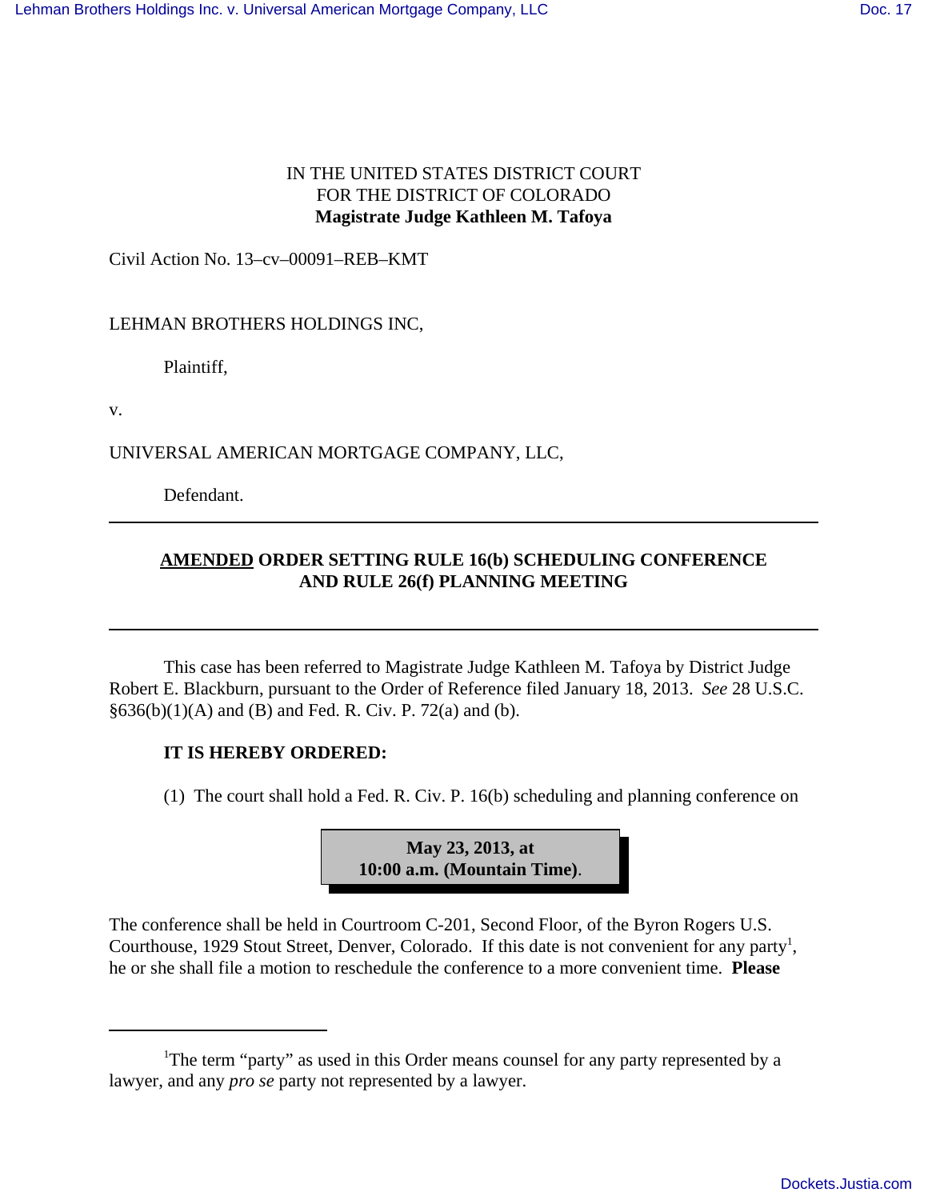IN THE UNITED STATES DISTRICT COURT
FOR THE DISTRICT OF COLORADO
**Magistrate Judge Kathleen M. Tafoya**

Civil Action No. 13–cv–00091–REB–KMT

LEHMAN BROTHERS HOLDINGS INC,

Plaintiff,

v.

UNIVERSAL AMERICAN MORTGAGE COMPANY, LLC,

Defendant.

---

## AMENDED ORDER SETTING RULE 16(b) SCHEDULING CONFERENCE AND RULE 26(f) PLANNING MEETING

---

This case has been referred to Magistrate Judge Kathleen M. Tafoya by District Judge Robert E. Blackburn, pursuant to the Order of Reference filed January 18, 2013. *See* 28 U.S.C. §636(b)(1)(A) and (B) and Fed. R. Civ. P. 72(a) and (b).

**IT IS HEREBY ORDERED:**

(1) The court shall hold a Fed. R. Civ. P. 16(b) scheduling and planning conference on

**May 23, 2013, at 10:00 a.m. (Mountain Time)**.

The conference shall be held in Courtroom C-201, Second Floor, of the Byron Rogers U.S. Courthouse, 1929 Stout Street, Denver, Colorado. If this date is not convenient for any party[1], he or she shall file a motion to reschedule the conference to a more convenient time. **Please**

---

[1]The term "party" as used in this Order means counsel for any party represented by a lawyer, and any *pro se* party not represented by a lawyer.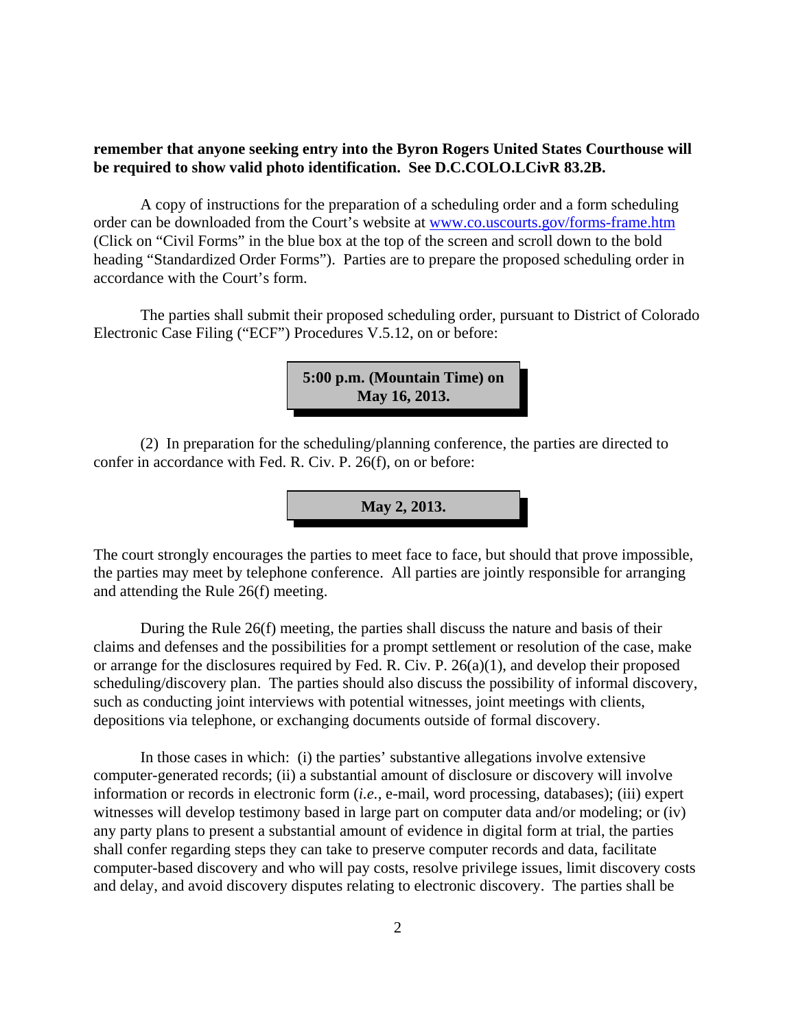**remember that anyone seeking entry into the Byron Rogers United States Courthouse will be required to show valid photo identification. See D.C.COLO.LCivR 83.2B.**

A copy of instructions for the preparation of a scheduling order and a form scheduling order can be downloaded from the Court's website at [www.co.uscourts.gov/forms-frame.htm](www.co.uscourts.gov/forms-frame.htm) (Click on "Civil Forms" in the blue box at the top of the screen and scroll down to the bold heading "Standardized Order Forms"). Parties are to prepare the proposed scheduling order in accordance with the Court's form.

The parties shall submit their proposed scheduling order, pursuant to District of Colorado Electronic Case Filing ("ECF") Procedures V.5.12, on or before:

**5:00 p.m. (Mountain Time) on May 16, 2013.**

(2) In preparation for the scheduling/planning conference, the parties are directed to confer in accordance with Fed. R. Civ. P. 26(f), on or before:

**May 2, 2013.**

The court strongly encourages the parties to meet face to face, but should that prove impossible, the parties may meet by telephone conference. All parties are jointly responsible for arranging and attending the Rule 26(f) meeting.

During the Rule 26(f) meeting, the parties shall discuss the nature and basis of their claims and defenses and the possibilities for a prompt settlement or resolution of the case, make or arrange for the disclosures required by Fed. R. Civ. P. 26(a)(1), and develop their proposed scheduling/discovery plan. The parties should also discuss the possibility of informal discovery, such as conducting joint interviews with potential witnesses, joint meetings with clients, depositions via telephone, or exchanging documents outside of formal discovery.

In those cases in which: (i) the parties' substantive allegations involve extensive computer-generated records; (ii) a substantial amount of disclosure or discovery will involve information or records in electronic form (*i.e.,* e-mail, word processing, databases); (iii) expert witnesses will develop testimony based in large part on computer data and/or modeling; or (iv) any party plans to present a substantial amount of evidence in digital form at trial, the parties shall confer regarding steps they can take to preserve computer records and data, facilitate computer-based discovery and who will pay costs, resolve privilege issues, limit discovery costs and delay, and avoid discovery disputes relating to electronic discovery. The parties shall be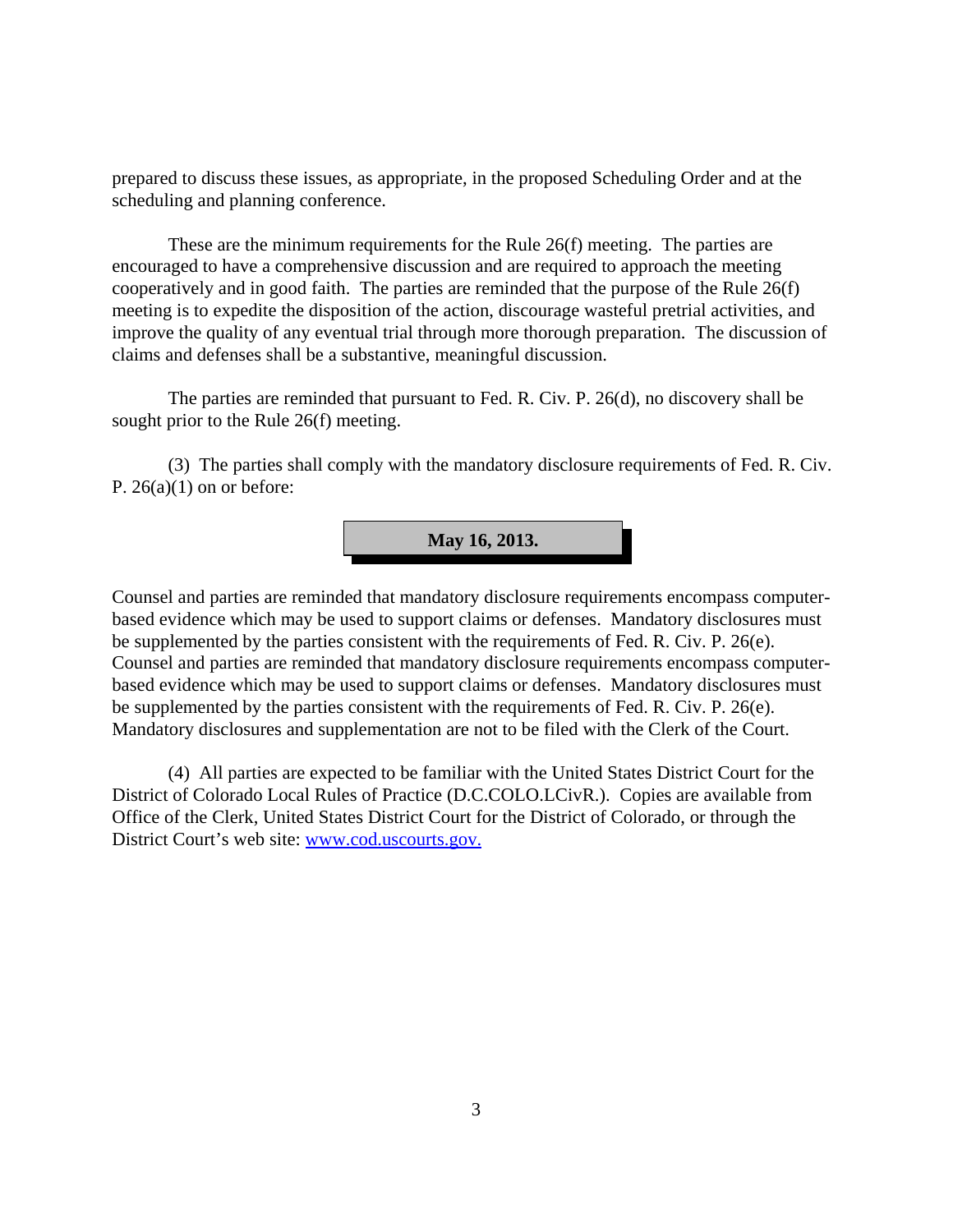prepared to discuss these issues, as appropriate, in the proposed Scheduling Order and at the scheduling and planning conference.

These are the minimum requirements for the Rule 26(f) meeting. The parties are encouraged to have a comprehensive discussion and are required to approach the meeting cooperatively and in good faith. The parties are reminded that the purpose of the Rule 26(f) meeting is to expedite the disposition of the action, discourage wasteful pretrial activities, and improve the quality of any eventual trial through more thorough preparation. The discussion of claims and defenses shall be a substantive, meaningful discussion.

The parties are reminded that pursuant to Fed. R. Civ. P. 26(d), no discovery shall be sought prior to the Rule 26(f) meeting.

(3) The parties shall comply with the mandatory disclosure requirements of Fed. R. Civ. P. 26(a)(1) on or before:

**May 16, 2013.**

Counsel and parties are reminded that mandatory disclosure requirements encompass computer-based evidence which may be used to support claims or defenses. Mandatory disclosures must be supplemented by the parties consistent with the requirements of Fed. R. Civ. P. 26(e). Counsel and parties are reminded that mandatory disclosure requirements encompass computer-based evidence which may be used to support claims or defenses. Mandatory disclosures must be supplemented by the parties consistent with the requirements of Fed. R. Civ. P. 26(e). Mandatory disclosures and supplementation are not to be filed with the Clerk of the Court.

(4) All parties are expected to be familiar with the United States District Court for the District of Colorado Local Rules of Practice (D.C.COLO.LCivR.). Copies are available from Office of the Clerk, United States District Court for the District of Colorado, or through the District Court's web site: [www.cod.uscourts.gov.](http://www.cod.uscourts.gov)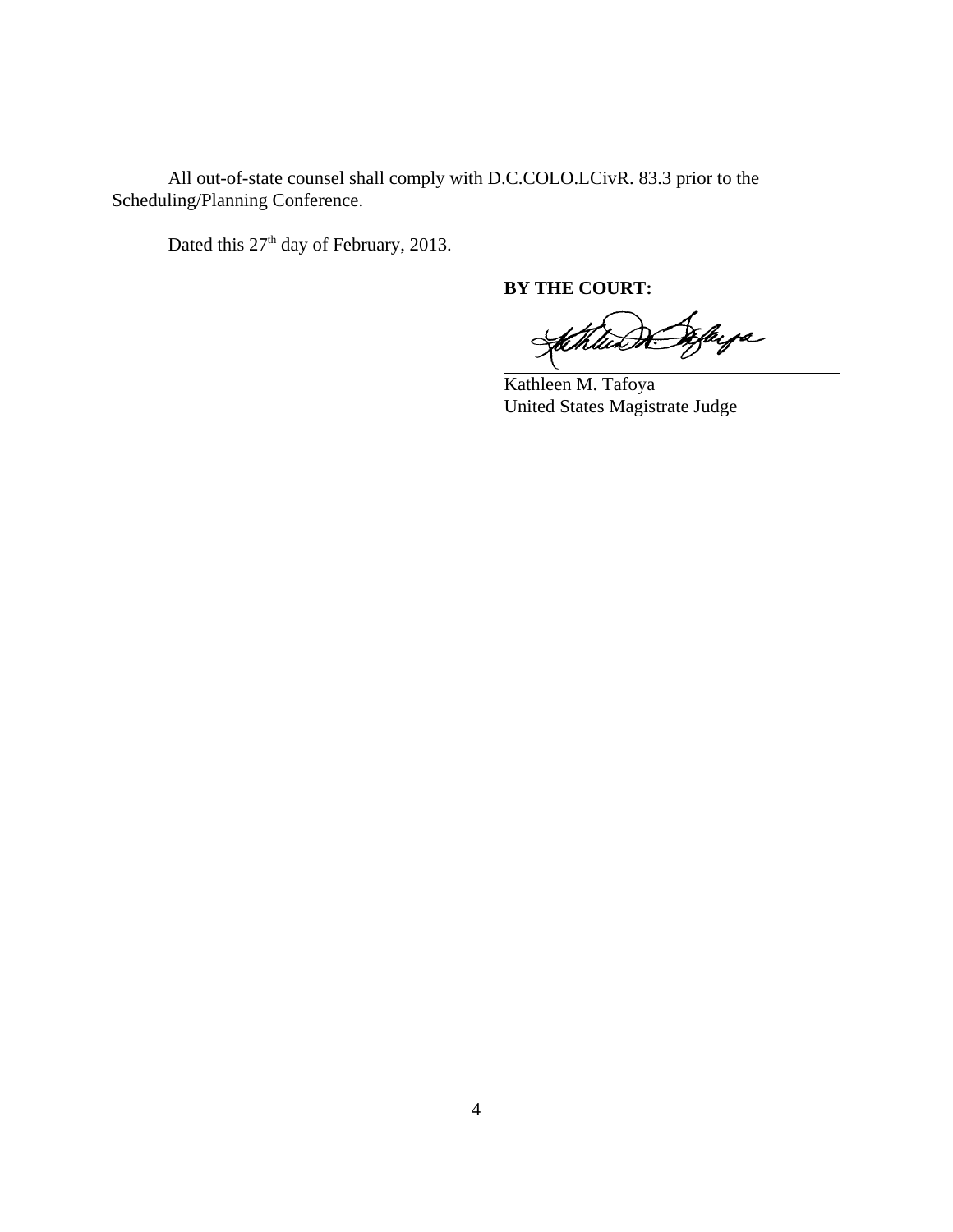All out-of-state counsel shall comply with D.C.COLO.LCivR. 83.3 prior to the Scheduling/Planning Conference.

Dated this 27th day of February, 2013.

**BY THE COURT:**

Kathleen M. Tafoya
United States Magistrate Judge